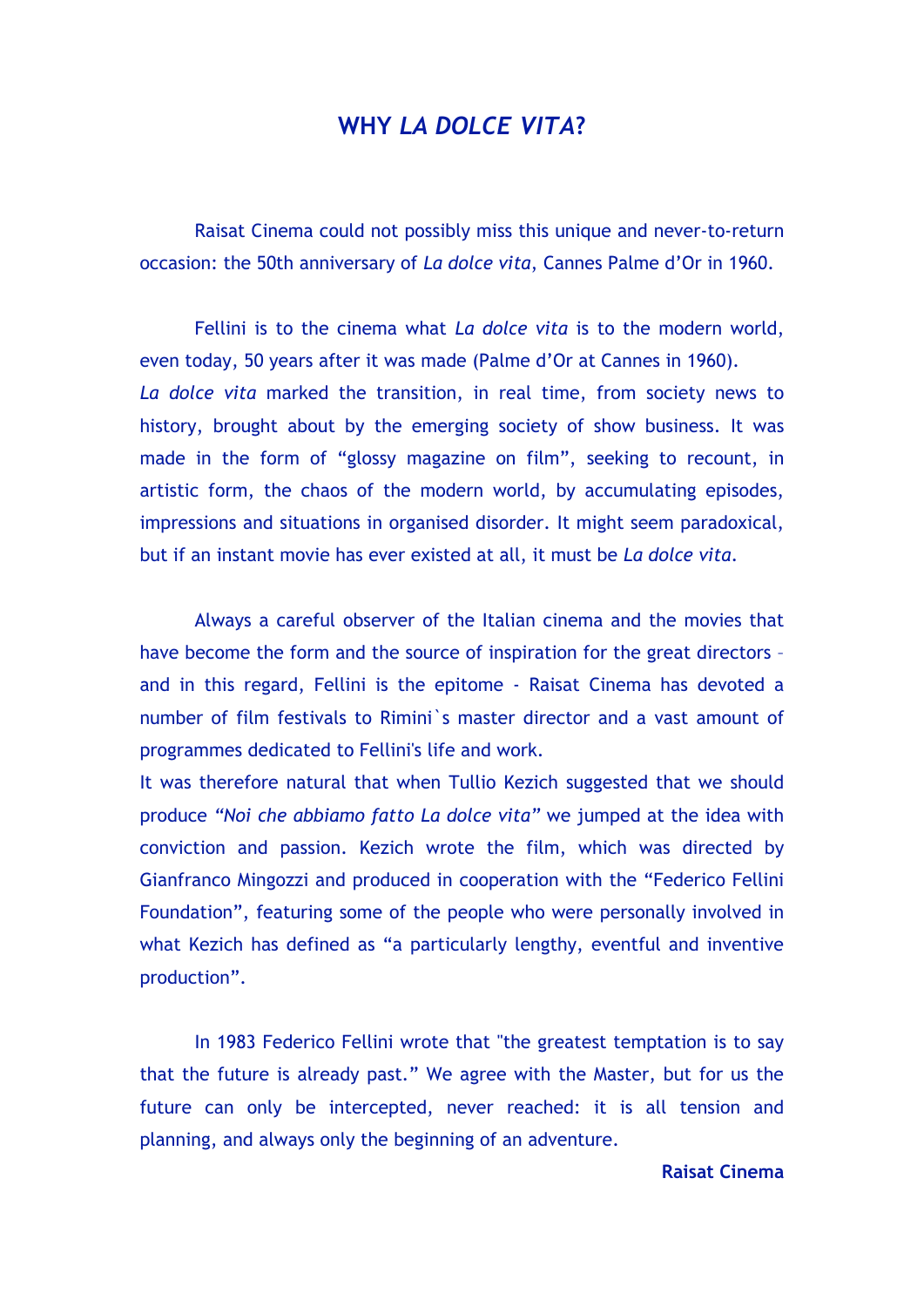# WHY *LA DOLCE VITA*?

Raisat Cinema could not possibly miss this unique and never-to-return occasion: the 50th anniversary of *La dolce vita*, Cannes Palme d'Or in 1960.

Fellini is to the cinema what *La dolce vita* is to the modern world, even today, 50 years after it was made (Palme d'Or at Cannes in 1960).
*La dolce vita* marked the transition, in real time, from society news to history, brought about by the emerging society of show business. It was made in the form of "glossy magazine on film", seeking to recount, in artistic form, the chaos of the modern world, by accumulating episodes, impressions and situations in organised disorder. It might seem paradoxical, but if an instant movie has ever existed at all, it must be *La dolce vita*.

Always a careful observer of the Italian cinema and the movies that have become the form and the source of inspiration for the great directors – and in this regard, Fellini is the epitome - Raisat Cinema has devoted a number of film festivals to Rimini`s master director and a vast amount of programmes dedicated to Fellini's life and work.
It was therefore natural that when Tullio Kezich suggested that we should produce *"Noi che abbiamo fatto La dolce vita"* we jumped at the idea with conviction and passion. Kezich wrote the film, which was directed by Gianfranco Mingozzi and produced in cooperation with the "Federico Fellini Foundation", featuring some of the people who were personally involved in what Kezich has defined as "a particularly lengthy, eventful and inventive production".

In 1983 Federico Fellini wrote that "the greatest temptation is to say that the future is already past." We agree with the Master, but for us the future can only be intercepted, never reached: it is all tension and planning, and always only the beginning of an adventure.

**Raisat Cinema**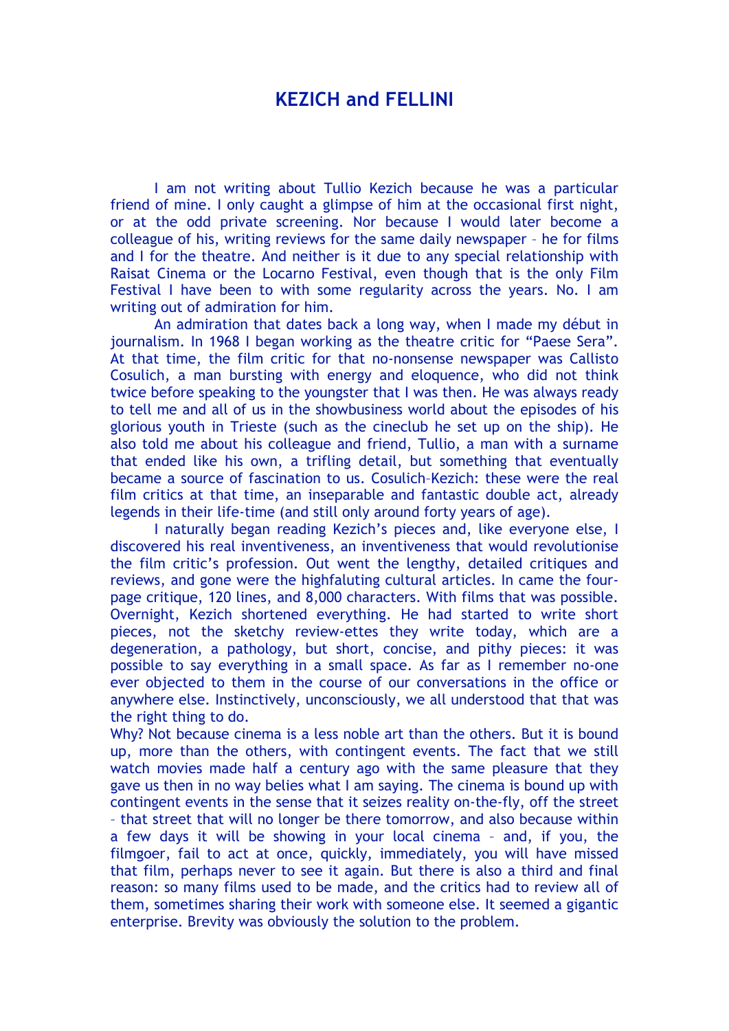# KEZICH and FELLINI

I am not writing about Tullio Kezich because he was a particular friend of mine. I only caught a glimpse of him at the occasional first night, or at the odd private screening. Nor because I would later become a colleague of his, writing reviews for the same daily newspaper – he for films and I for the theatre. And neither is it due to any special relationship with Raisat Cinema or the Locarno Festival, even though that is the only Film Festival I have been to with some regularity across the years. No. I am writing out of admiration for him.

An admiration that dates back a long way, when I made my début in journalism. In 1968 I began working as the theatre critic for "Paese Sera". At that time, the film critic for that no-nonsense newspaper was Callisto Cosulich, a man bursting with energy and eloquence, who did not think twice before speaking to the youngster that I was then. He was always ready to tell me and all of us in the showbusiness world about the episodes of his glorious youth in Trieste (such as the cineclub he set up on the ship). He also told me about his colleague and friend, Tullio, a man with a surname that ended like his own, a trifling detail, but something that eventually became a source of fascination to us. Cosulich–Kezich: these were the real film critics at that time, an inseparable and fantastic double act, already legends in their life-time (and still only around forty years of age).

I naturally began reading Kezich's pieces and, like everyone else, I discovered his real inventiveness, an inventiveness that would revolutionise the film critic's profession. Out went the lengthy, detailed critiques and reviews, and gone were the highfaluting cultural articles. In came the four-page critique, 120 lines, and 8,000 characters. With films that was possible. Overnight, Kezich shortened everything. He had started to write short pieces, not the sketchy review-ettes they write today, which are a degeneration, a pathology, but short, concise, and pithy pieces: it was possible to say everything in a small space. As far as I remember no-one ever objected to them in the course of our conversations in the office or anywhere else. Instinctively, unconsciously, we all understood that that was the right thing to do.

Why? Not because cinema is a less noble art than the others. But it is bound up, more than the others, with contingent events. The fact that we still watch movies made half a century ago with the same pleasure that they gave us then in no way belies what I am saying. The cinema is bound up with contingent events in the sense that it seizes reality on-the-fly, off the street – that street that will no longer be there tomorrow, and also because within a few days it will be showing in your local cinema – and, if you, the filmgoer, fail to act at once, quickly, immediately, you will have missed that film, perhaps never to see it again. But there is also a third and final reason: so many films used to be made, and the critics had to review all of them, sometimes sharing their work with someone else. It seemed a gigantic enterprise. Brevity was obviously the solution to the problem.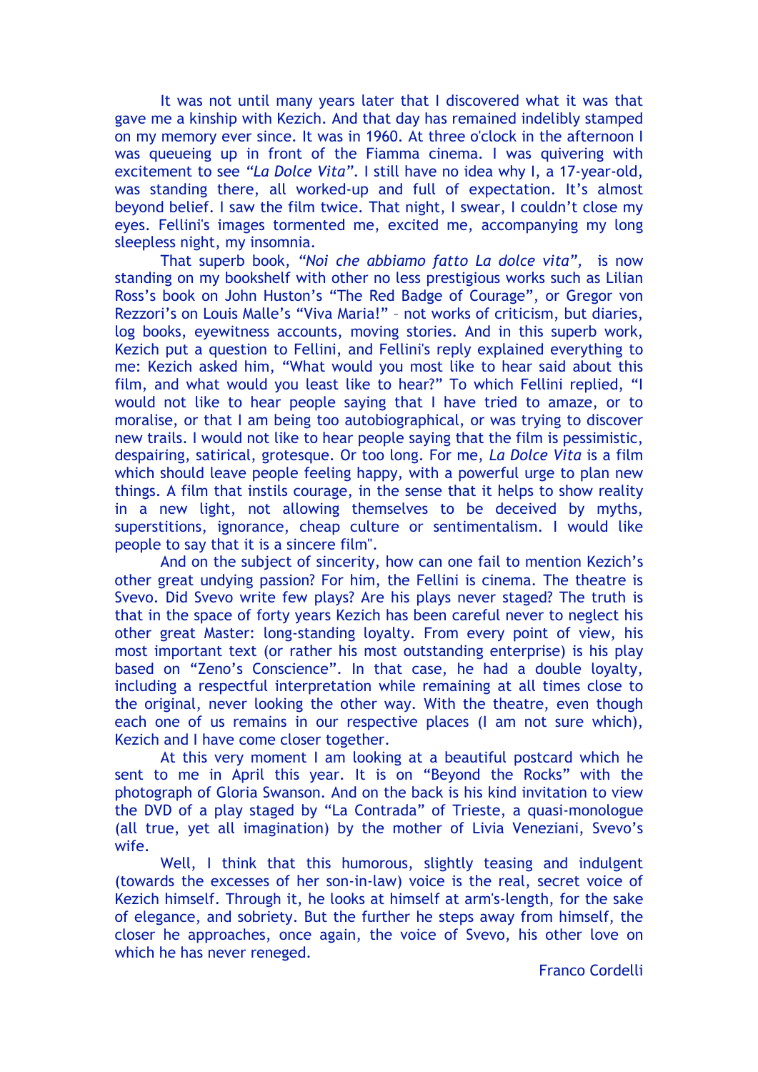It was not until many years later that I discovered what it was that gave me a kinship with Kezich. And that day has remained indelibly stamped on my memory ever since. It was in 1960. At three o'clock in the afternoon I was queueing up in front of the Fiamma cinema. I was quivering with excitement to see *"La Dolce Vita"*. I still have no idea why I, a 17-year-old, was standing there, all worked-up and full of expectation. It's almost beyond belief. I saw the film twice. That night, I swear, I couldn't close my eyes. Fellini's images tormented me, excited me, accompanying my long sleepless night, my insomnia.

That superb book, *"Noi che abbiamo fatto La dolce vita"*, is now standing on my bookshelf with other no less prestigious works such as Lilian Ross's book on John Huston's "The Red Badge of Courage", or Gregor von Rezzori's on Louis Malle's "Viva Maria!" – not works of criticism, but diaries, log books, eyewitness accounts, moving stories. And in this superb work, Kezich put a question to Fellini, and Fellini's reply explained everything to me: Kezich asked him, "What would you most like to hear said about this film, and what would you least like to hear?" To which Fellini replied, "I would not like to hear people saying that I have tried to amaze, or to moralise, or that I am being too autobiographical, or was trying to discover new trails. I would not like to hear people saying that the film is pessimistic, despairing, satirical, grotesque. Or too long. For me, *La Dolce Vita* is a film which should leave people feeling happy, with a powerful urge to plan new things. A film that instils courage, in the sense that it helps to show reality in a new light, not allowing themselves to be deceived by myths, superstitions, ignorance, cheap culture or sentimentalism. I would like people to say that it is a sincere film".

And on the subject of sincerity, how can one fail to mention Kezich's other great undying passion? For him, the Fellini is cinema. The theatre is Svevo. Did Svevo write few plays? Are his plays never staged? The truth is that in the space of forty years Kezich has been careful never to neglect his other great Master: long-standing loyalty. From every point of view, his most important text (or rather his most outstanding enterprise) is his play based on "Zeno's Conscience". In that case, he had a double loyalty, including a respectful interpretation while remaining at all times close to the original, never looking the other way. With the theatre, even though each one of us remains in our respective places (I am not sure which), Kezich and I have come closer together.

At this very moment I am looking at a beautiful postcard which he sent to me in April this year. It is on "Beyond the Rocks" with the photograph of Gloria Swanson. And on the back is his kind invitation to view the DVD of a play staged by "La Contrada" of Trieste, a quasi-monologue (all true, yet all imagination) by the mother of Livia Veneziani, Svevo's wife.

Well, I think that this humorous, slightly teasing and indulgent (towards the excesses of her son-in-law) voice is the real, secret voice of Kezich himself. Through it, he looks at himself at arm's-length, for the sake of elegance, and sobriety. But the further he steps away from himself, the closer he approaches, once again, the voice of Svevo, his other love on which he has never reneged.

Franco Cordelli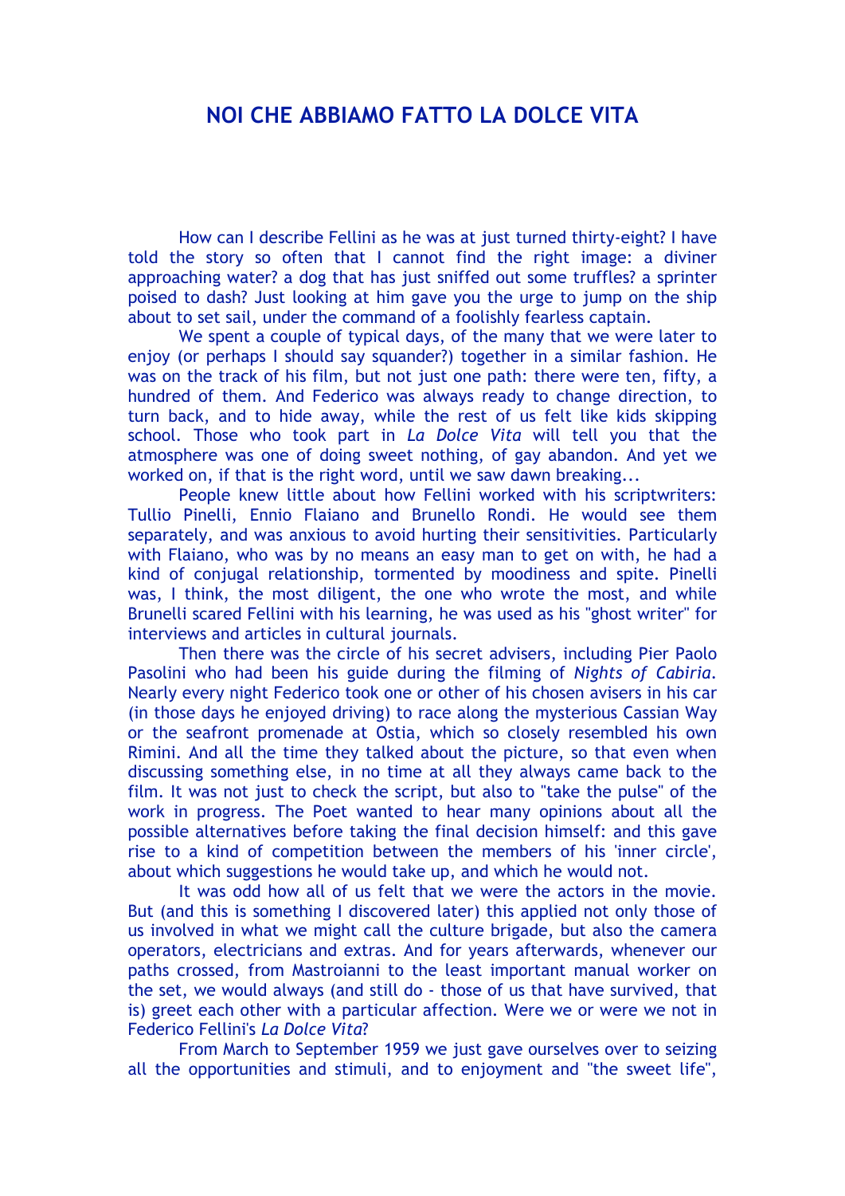## NOI CHE ABBIAMO FATTO LA DOLCE VITA

How can I describe Fellini as he was at just turned thirty-eight? I have told the story so often that I cannot find the right image: a diviner approaching water? a dog that has just sniffed out some truffles? a sprinter poised to dash? Just looking at him gave you the urge to jump on the ship about to set sail, under the command of a foolishly fearless captain.

We spent a couple of typical days, of the many that we were later to enjoy (or perhaps I should say squander?) together in a similar fashion. He was on the track of his film, but not just one path: there were ten, fifty, a hundred of them. And Federico was always ready to change direction, to turn back, and to hide away, while the rest of us felt like kids skipping school. Those who took part in *La Dolce Vita* will tell you that the atmosphere was one of doing sweet nothing, of gay abandon. And yet we worked on, if that is the right word, until we saw dawn breaking...

People knew little about how Fellini worked with his scriptwriters: Tullio Pinelli, Ennio Flaiano and Brunello Rondi. He would see them separately, and was anxious to avoid hurting their sensitivities. Particularly with Flaiano, who was by no means an easy man to get on with, he had a kind of conjugal relationship, tormented by moodiness and spite. Pinelli was, I think, the most diligent, the one who wrote the most, and while Brunelli scared Fellini with his learning, he was used as his "ghost writer" for interviews and articles in cultural journals.

Then there was the circle of his secret advisers, including Pier Paolo Pasolini who had been his guide during the filming of *Nights of Cabiria*. Nearly every night Federico took one or other of his chosen avisers in his car (in those days he enjoyed driving) to race along the mysterious Cassian Way or the seafront promenade at Ostia, which so closely resembled his own Rimini. And all the time they talked about the picture, so that even when discussing something else, in no time at all they always came back to the film. It was not just to check the script, but also to "take the pulse" of the work in progress. The Poet wanted to hear many opinions about all the possible alternatives before taking the final decision himself: and this gave rise to a kind of competition between the members of his 'inner circle', about which suggestions he would take up, and which he would not.

It was odd how all of us felt that we were the actors in the movie. But (and this is something I discovered later) this applied not only those of us involved in what we might call the culture brigade, but also the camera operators, electricians and extras. And for years afterwards, whenever our paths crossed, from Mastroianni to the least important manual worker on the set, we would always (and still do - those of us that have survived, that is) greet each other with a particular affection. Were we or were we not in Federico Fellini's *La Dolce Vita*?

From March to September 1959 we just gave ourselves over to seizing all the opportunities and stimuli, and to enjoyment and "the sweet life",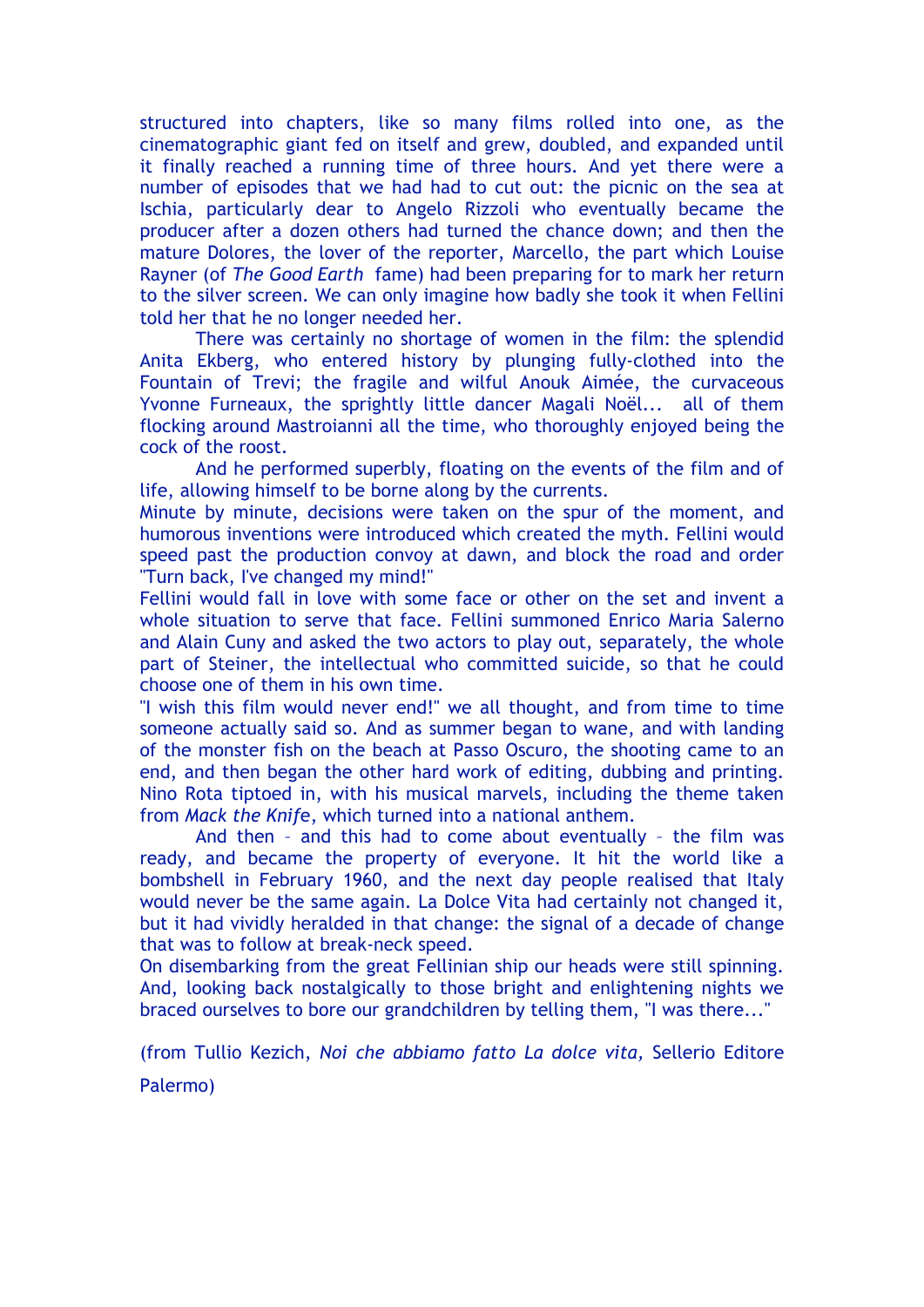structured into chapters, like so many films rolled into one, as the cinematographic giant fed on itself and grew, doubled, and expanded until it finally reached a running time of three hours. And yet there were a number of episodes that we had had to cut out: the picnic on the sea at Ischia, particularly dear to Angelo Rizzoli who eventually became the producer after a dozen others had turned the chance down; and then the mature Dolores, the lover of the reporter, Marcello, the part which Louise Rayner (of *The Good Earth* fame) had been preparing for to mark her return to the silver screen. We can only imagine how badly she took it when Fellini told her that he no longer needed her.

There was certainly no shortage of women in the film: the splendid Anita Ekberg, who entered history by plunging fully-clothed into the Fountain of Trevi; the fragile and wilful Anouk Aimée, the curvaceous Yvonne Furneaux, the sprightly little dancer Magali Noël... all of them flocking around Mastroianni all the time, who thoroughly enjoyed being the cock of the roost.

And he performed superbly, floating on the events of the film and of life, allowing himself to be borne along by the currents.

Minute by minute, decisions were taken on the spur of the moment, and humorous inventions were introduced which created the myth. Fellini would speed past the production convoy at dawn, and block the road and order "Turn back, I've changed my mind!"

Fellini would fall in love with some face or other on the set and invent a whole situation to serve that face. Fellini summoned Enrico Maria Salerno and Alain Cuny and asked the two actors to play out, separately, the whole part of Steiner, the intellectual who committed suicide, so that he could choose one of them in his own time.

"I wish this film would never end!" we all thought, and from time to time someone actually said so. And as summer began to wane, and with landing of the monster fish on the beach at Passo Oscuro, the shooting came to an end, and then began the other hard work of editing, dubbing and printing. Nino Rota tiptoed in, with his musical marvels, including the theme taken from *Mack the Knife*, which turned into a national anthem.

And then – and this had to come about eventually – the film was ready, and became the property of everyone. It hit the world like a bombshell in February 1960, and the next day people realised that Italy would never be the same again. La Dolce Vita had certainly not changed it, but it had vividly heralded in that change: the signal of a decade of change that was to follow at break-neck speed.

On disembarking from the great Fellinian ship our heads were still spinning. And, looking back nostalgically to those bright and enlightening nights we braced ourselves to bore our grandchildren by telling them, "I was there..."

(from Tullio Kezich, *Noi che abbiamo fatto La dolce vita,* Sellerio Editore Palermo)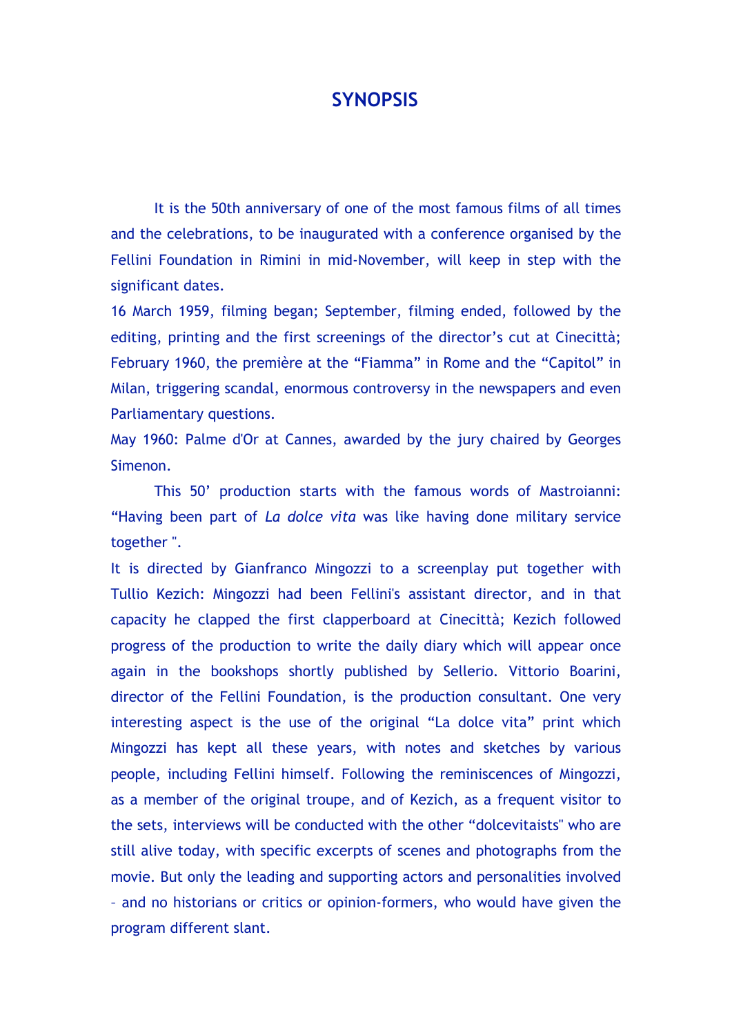# SYNOPSIS

It is the 50th anniversary of one of the most famous films of all times and the celebrations, to be inaugurated with a conference organised by the Fellini Foundation in Rimini in mid-November, will keep in step with the significant dates.

16 March 1959, filming began; September, filming ended, followed by the editing, printing and the first screenings of the director's cut at Cinecittà; February 1960, the première at the "Fiamma" in Rome and the "Capitol" in Milan, triggering scandal, enormous controversy in the newspapers and even Parliamentary questions.

May 1960: Palme d'Or at Cannes, awarded by the jury chaired by Georges Simenon.

This 50' production starts with the famous words of Mastroianni: "Having been part of *La dolce vita* was like having done military service together ".

It is directed by Gianfranco Mingozzi to a screenplay put together with Tullio Kezich: Mingozzi had been Fellini's assistant director, and in that capacity he clapped the first clapperboard at Cinecittà; Kezich followed progress of the production to write the daily diary which will appear once again in the bookshops shortly published by Sellerio. Vittorio Boarini, director of the Fellini Foundation, is the production consultant. One very interesting aspect is the use of the original "La dolce vita" print which Mingozzi has kept all these years, with notes and sketches by various people, including Fellini himself. Following the reminiscences of Mingozzi, as a member of the original troupe, and of Kezich, as a frequent visitor to the sets, interviews will be conducted with the other "dolcevitaists" who are still alive today, with specific excerpts of scenes and photographs from the movie. But only the leading and supporting actors and personalities involved – and no historians or critics or opinion-formers, who would have given the program different slant.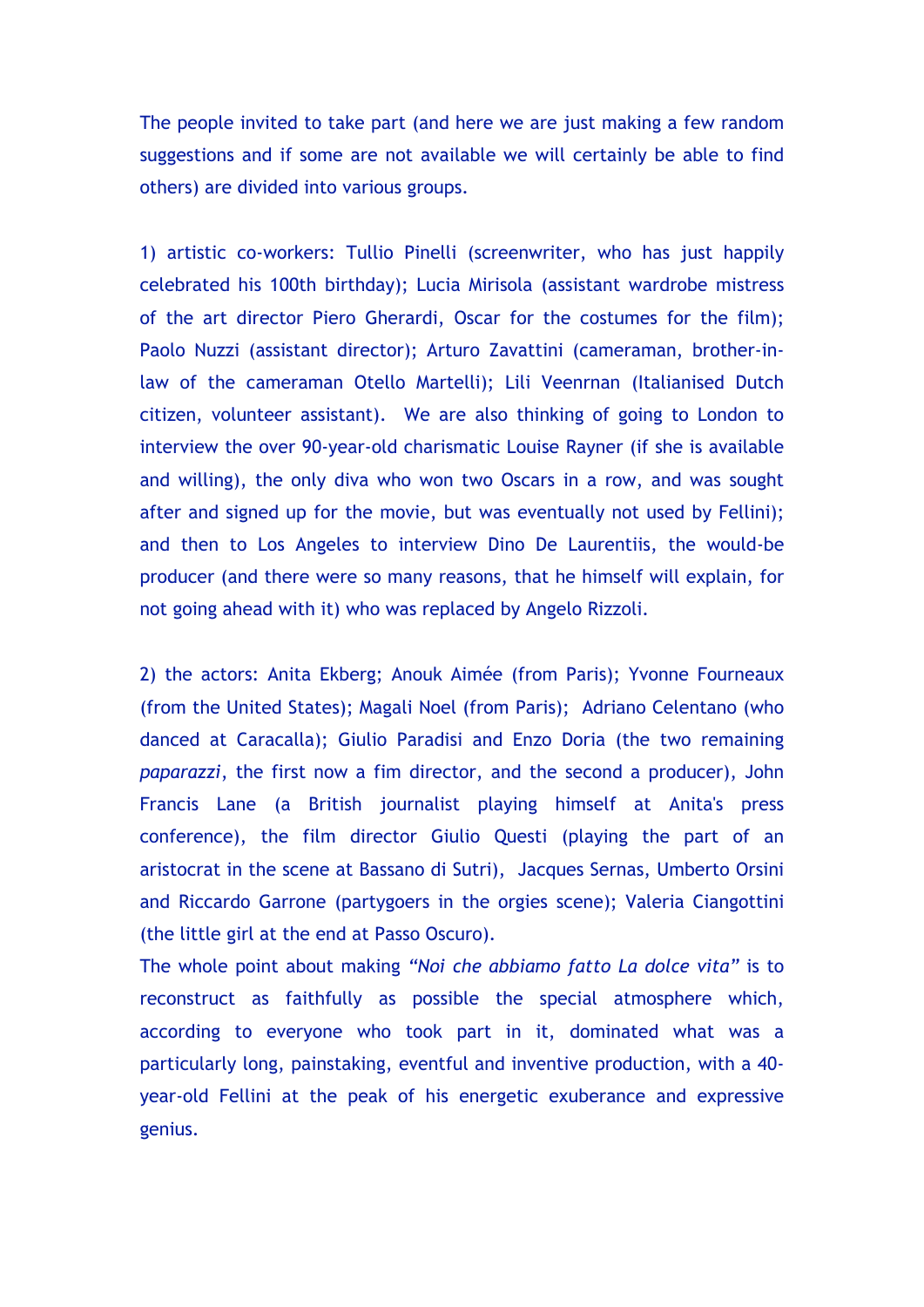The people invited to take part (and here we are just making a few random suggestions and if some are not available we will certainly be able to find others) are divided into various groups.

1) artistic co-workers: Tullio Pinelli (screenwriter, who has just happily celebrated his 100th birthday); Lucia Mirisola (assistant wardrobe mistress of the art director Piero Gherardi, Oscar for the costumes for the film); Paolo Nuzzi (assistant director); Arturo Zavattini (cameraman, brother-in-law of the cameraman Otello Martelli); Lili Veenrnan (Italianised Dutch citizen, volunteer assistant). We are also thinking of going to London to interview the over 90-year-old charismatic Louise Rayner (if she is available and willing), the only diva who won two Oscars in a row, and was sought after and signed up for the movie, but was eventually not used by Fellini); and then to Los Angeles to interview Dino De Laurentiis, the would-be producer (and there were so many reasons, that he himself will explain, for not going ahead with it) who was replaced by Angelo Rizzoli.

2) the actors: Anita Ekberg; Anouk Aimée (from Paris); Yvonne Fourneaux (from the United States); Magali Noel (from Paris); Adriano Celentano (who danced at Caracalla); Giulio Paradisi and Enzo Doria (the two remaining *paparazzi*, the first now a fim director, and the second a producer), John Francis Lane (a British journalist playing himself at Anita's press conference), the film director Giulio Questi (playing the part of an aristocrat in the scene at Bassano di Sutri), Jacques Sernas, Umberto Orsini and Riccardo Garrone (partygoers in the orgies scene); Valeria Ciangottini (the little girl at the end at Passo Oscuro).

The whole point about making *"Noi che abbiamo fatto La dolce vita"* is to reconstruct as faithfully as possible the special atmosphere which, according to everyone who took part in it, dominated what was a particularly long, painstaking, eventful and inventive production, with a 40-year-old Fellini at the peak of his energetic exuberance and expressive genius.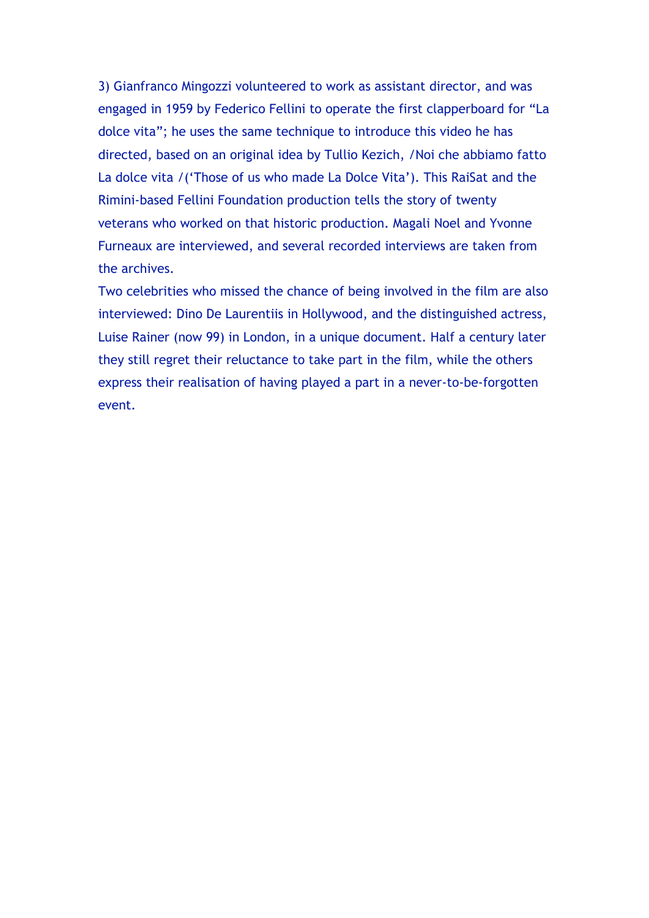3) Gianfranco Mingozzi volunteered to work as assistant director, and was engaged in 1959 by Federico Fellini to operate the first clapperboard for “La dolce vita”; he uses the same technique to introduce this video he has directed, based on an original idea by Tullio Kezich, /Noi che abbiamo fatto La dolce vita /(‘Those of us who made La Dolce Vita’). This RaiSat and the Rimini-based Fellini Foundation production tells the story of twenty veterans who worked on that historic production. Magali Noel and Yvonne Furneaux are interviewed, and several recorded interviews are taken from the archives.

Two celebrities who missed the chance of being involved in the film are also interviewed: Dino De Laurentiis in Hollywood, and the distinguished actress, Luise Rainer (now 99) in London, in a unique document. Half a century later they still regret their reluctance to take part in the film, while the others express their realisation of having played a part in a never-to-be-forgotten event.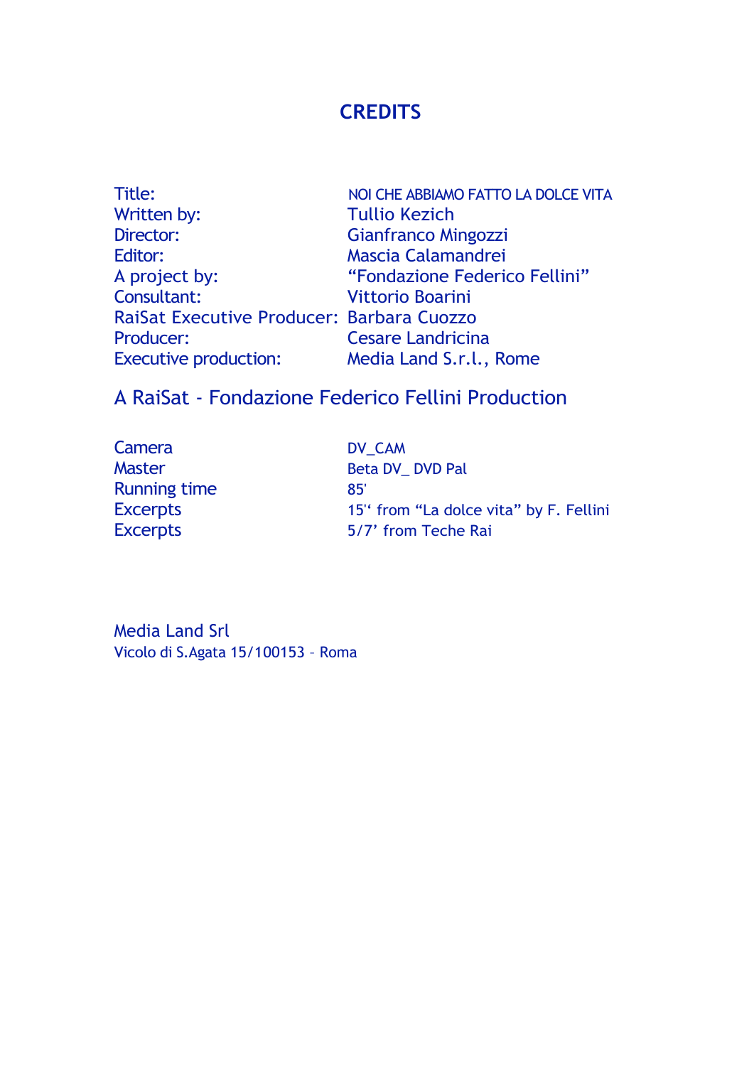# CREDITS

| | |
|---|---|
| Title: | NOI CHE ABBIAMO FATTO LA DOLCE VITA |
| Written by: | Tullio Kezich |
| Director: | Gianfranco Mingozzi |
| Editor: | Mascia Calamandrei |
| A project by: | “Fondazione Federico Fellini” |
| Consultant: | Vittorio Boarini |
| RaiSat Executive Producer: | Barbara Cuozzo |
| Producer: | Cesare Landricina |
| Executive production: | Media Land S.r.l., Rome |

## A RaiSat - Fondazione Federico Fellini Production

| | |
|---|---|
| Camera | DV_CAM |
| Master | Beta DV_ DVD Pal |
| Running time | 85' |
| Excerpts | 15‘‘ from “La dolce vita” by F. Fellini |
| Excerpts | 5/7’ from Teche Rai |

Media Land Srl
Vicolo di S.Agata 15/100153 – Roma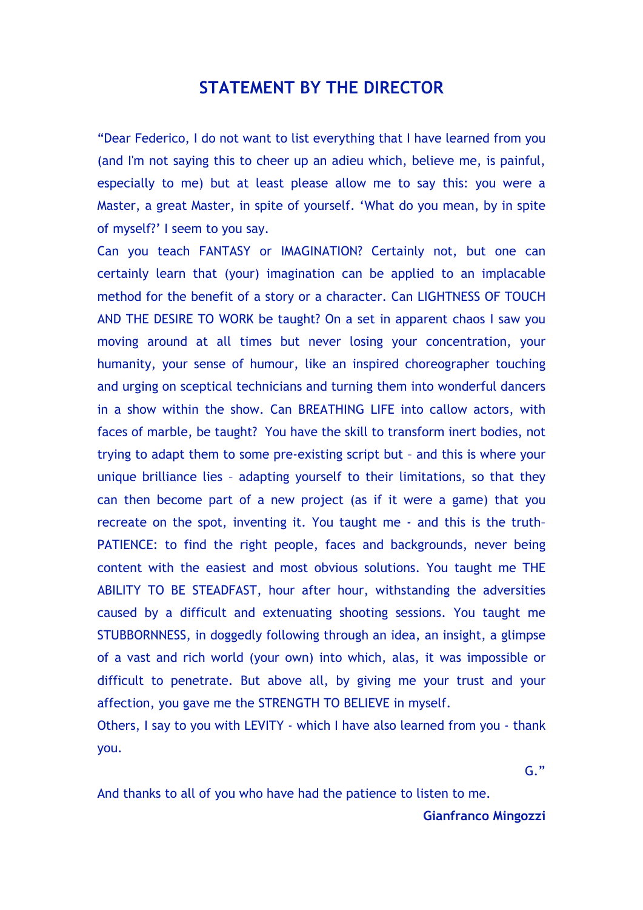## STATEMENT BY THE DIRECTOR

"Dear Federico, I do not want to list everything that I have learned from you (and I'm not saying this to cheer up an adieu which, believe me, is painful, especially to me) but at least please allow me to say this: you were a Master, a great Master, in spite of yourself. 'What do you mean, by in spite of myself?' I seem to you say.

Can you teach FANTASY or IMAGINATION? Certainly not, but one can certainly learn that (your) imagination can be applied to an implacable method for the benefit of a story or a character. Can LIGHTNESS OF TOUCH AND THE DESIRE TO WORK be taught? On a set in apparent chaos I saw you moving around at all times but never losing your concentration, your humanity, your sense of humour, like an inspired choreographer touching and urging on sceptical technicians and turning them into wonderful dancers in a show within the show. Can BREATHING LIFE into callow actors, with faces of marble, be taught? You have the skill to transform inert bodies, not trying to adapt them to some pre-existing script but – and this is where your unique brilliance lies – adapting yourself to their limitations, so that they can then become part of a new project (as if it were a game) that you recreate on the spot, inventing it. You taught me - and this is the truth– PATIENCE: to find the right people, faces and backgrounds, never being content with the easiest and most obvious solutions. You taught me THE ABILITY TO BE STEADFAST, hour after hour, withstanding the adversities caused by a difficult and extenuating shooting sessions. You taught me STUBBORNNESS, in doggedly following through an idea, an insight, a glimpse of a vast and rich world (your own) into which, alas, it was impossible or difficult to penetrate. But above all, by giving me your trust and your affection, you gave me the STRENGTH TO BELIEVE in myself.

Others, I say to you with LEVITY - which I have also learned from you - thank you.

G."

And thanks to all of you who have had the patience to listen to me.

**Gianfranco Mingozzi**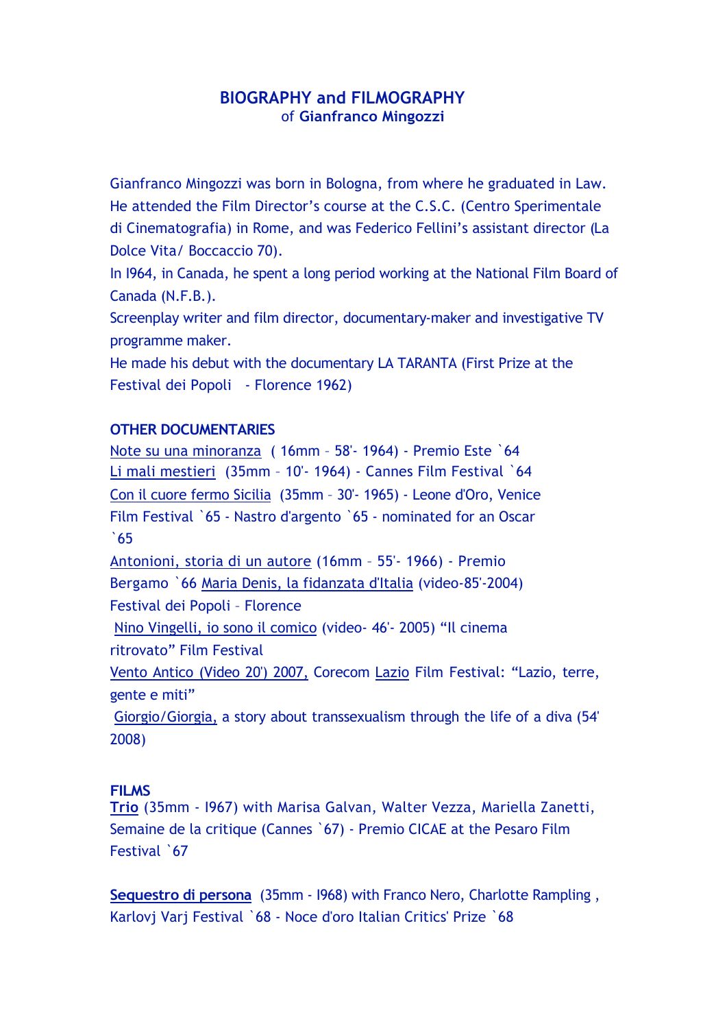# BIOGRAPHY and FILMOGRAPHY
of **Gianfranco Mingozzi**

Gianfranco Mingozzi was born in Bologna, from where he graduated in Law. He attended the Film Director's course at the C.S.C. (Centro Sperimentale di Cinematografia) in Rome, and was Federico Fellini's assistant director (La Dolce Vita/ Boccaccio 70).

In I964, in Canada, he spent a long period working at the National Film Board of Canada (N.F.B.).

Screenplay writer and film director, documentary-maker and investigative TV programme maker.

He made his debut with the documentary LA TARANTA (First Prize at the Festival dei Popoli - Florence 1962)

**OTHER DOCUMENTARIES**

Note su una minoranza ( 16mm – 58'- 1964) - Premio Este `64

Li mali mestieri (35mm – 10'- 1964) - Cannes Film Festival `64

Con il cuore fermo Sicilia (35mm – 30'- 1965) - Leone d'Oro, Venice Film Festival `65 - Nastro d'argento `65 - nominated for an Oscar `65

Antonioni, storia di un autore (16mm – 55'- 1966) - Premio Bergamo `66 Maria Denis, la fidanzata d'Italia (video-85'-2004) Festival dei Popoli – Florence

Nino Vingelli, io sono il comico (video- 46'- 2005) "Il cinema ritrovato" Film Festival

Vento Antico (Video 20') 2007, Corecom Lazio Film Festival: "Lazio, terre, gente e miti"

Giorgio/Giorgia, a story about transsexualism through the life of a diva (54' 2008)

**FILMS**

**Trio** (35mm - I967) with Marisa Galvan, Walter Vezza, Mariella Zanetti, Semaine de la critique (Cannes `67) - Premio CICAE at the Pesaro Film Festival `67

**Sequestro di persona** (35mm - I968) with Franco Nero, Charlotte Rampling , Karlovj Varj Festival `68 - Noce d'oro Italian Critics' Prize `68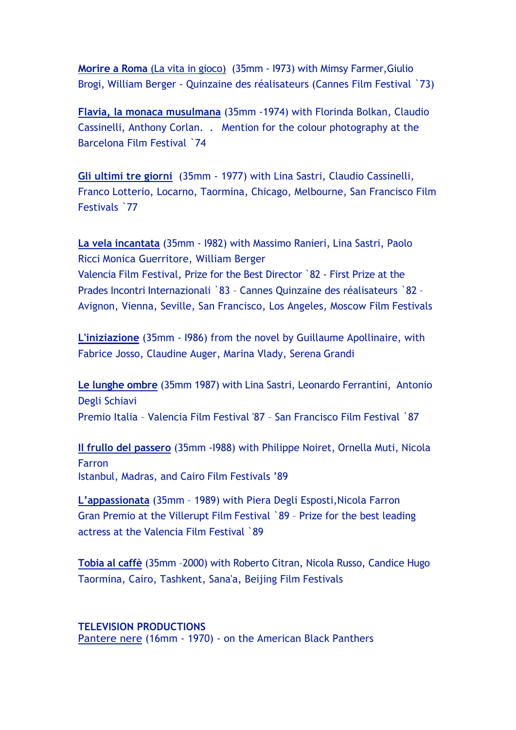**Morire a Roma** (La vita in gioco) (35mm - I973) with Mimsy Farmer,Giulio Brogi, William Berger - Quinzaine des réalisateurs (Cannes Film Festival `73)

**Flavia, la monaca musulmana** (35mm -1974) with Florinda Bolkan, Claudio Cassinelli, Anthony Corlan. . Mention for the colour photography at the Barcelona Film Festival `74

**Gli ultimi tre giorni** (35mm - 1977) with Lina Sastri, Claudio Cassinelli, Franco Lotterio, Locarno, Taormina, Chicago, Melbourne, San Francisco Film Festivals `77

**La vela incantata** (35mm - I982) with Massimo Ranieri, Lina Sastri, Paolo Ricci Monica Guerritore, William Berger
Valencia Film Festival, Prize for the Best Director `82 - First Prize at the Prades Incontri Internazionali `83 – Cannes Quinzaine des réalisateurs `82 – Avignon, Vienna, Seville, San Francisco, Los Angeles, Moscow Film Festivals

**L'iniziazione** (35mm - I986) from the novel by Guillaume Apollinaire, with Fabrice Josso, Claudine Auger, Marina Vlady, Serena Grandi

**Le lunghe ombre** (35mm 1987) with Lina Sastri, Leonardo Ferrantini, Antonio Degli Schiavi
Premio Italia – Valencia Film Festival '87 – San Francisco Film Festival `87

**Il frullo del passero** (35mm -I988) with Philippe Noiret, Ornella Muti, Nicola Farron
Istanbul, Madras, and Cairo Film Festivals '89

**L'appassionata** (35mm – 1989) with Piera Degli Esposti,Nicola Farron
Gran Premio at the Villerupt Film Festival `89 – Prize for the best leading actress at the Valencia Film Festival `89

**Tobia al caffè** (35mm –2000) with Roberto Citran, Nicola Russo, Candice Hugo
Taormina, Cairo, Tashkent, Sana'a, Beijing Film Festivals

**TELEVISION PRODUCTIONS**
Pantere nere (16mm - 1970) - on the American Black Panthers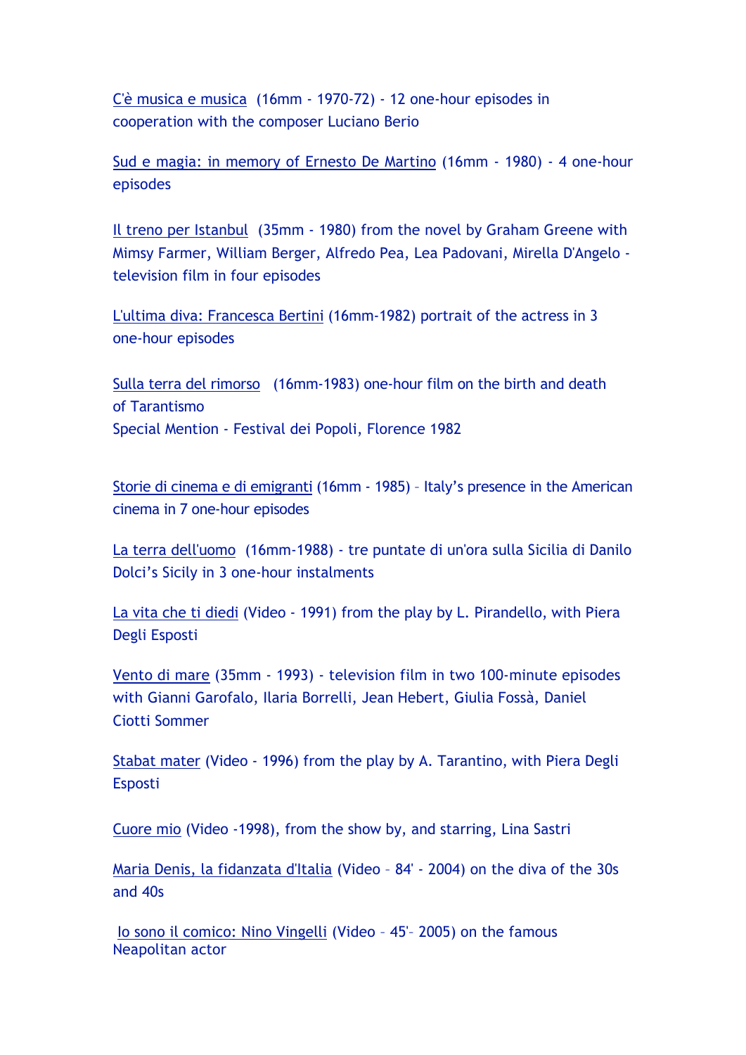C'è musica e musica (16mm - 1970-72) - 12 one-hour episodes in cooperation with the composer Luciano Berio

Sud e magia: in memory of Ernesto De Martino (16mm - 1980) - 4 one-hour episodes

Il treno per Istanbul (35mm - 1980) from the novel by Graham Greene with Mimsy Farmer, William Berger, Alfredo Pea, Lea Padovani, Mirella D'Angelo - television film in four episodes

L'ultima diva: Francesca Bertini (16mm-1982) portrait of the actress in 3 one-hour episodes

Sulla terra del rimorso (16mm-1983) one-hour film on the birth and death of Tarantismo
Special Mention - Festival dei Popoli, Florence 1982

Storie di cinema e di emigranti (16mm - 1985) – Italy's presence in the American cinema in 7 one-hour episodes

La terra dell'uomo (16mm-1988) - tre puntate di un'ora sulla Sicilia di Danilo Dolci's Sicily in 3 one-hour instalments

La vita che ti diedi (Video - 1991) from the play by L. Pirandello, with Piera Degli Esposti

Vento di mare (35mm - 1993) - television film in two 100-minute episodes with Gianni Garofalo, Ilaria Borrelli, Jean Hebert, Giulia Fossà, Daniel Ciotti Sommer

Stabat mater (Video - 1996) from the play by A. Tarantino, with Piera Degli Esposti

Cuore mio (Video -1998), from the show by, and starring, Lina Sastri

Maria Denis, la fidanzata d'Italia (Video – 84' - 2004) on the diva of the 30s and 40s

Io sono il comico: Nino Vingelli (Video – 45'– 2005) on the famous Neapolitan actor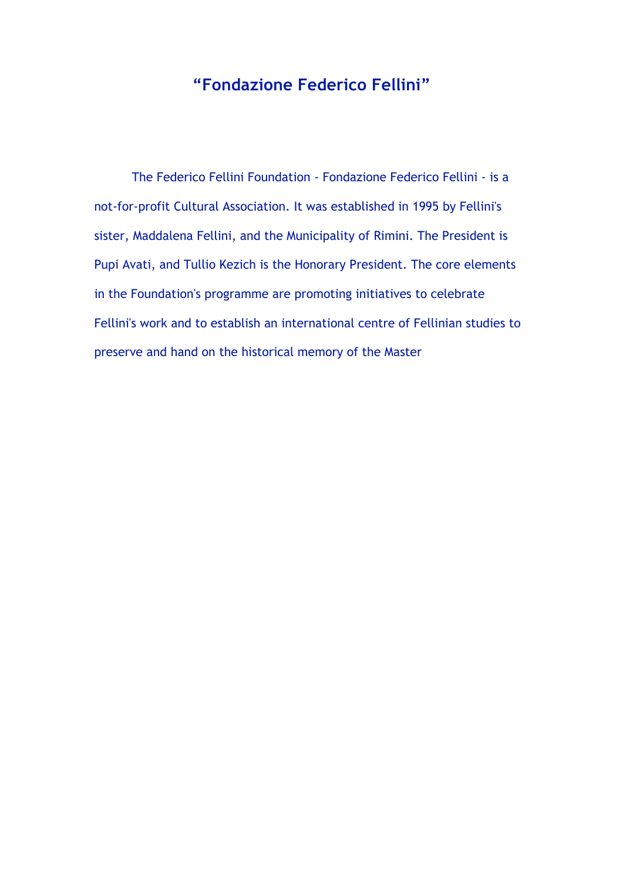# “Fondazione Federico Fellini”

The Federico Fellini Foundation - Fondazione Federico Fellini - is a not-for-profit Cultural Association. It was established in 1995 by Fellini's sister, Maddalena Fellini, and the Municipality of Rimini. The President is Pupi Avati, and Tullio Kezich is the Honorary President. The core elements in the Foundation's programme are promoting initiatives to celebrate Fellini's work and to establish an international centre of Fellinian studies to preserve and hand on the historical memory of the Master